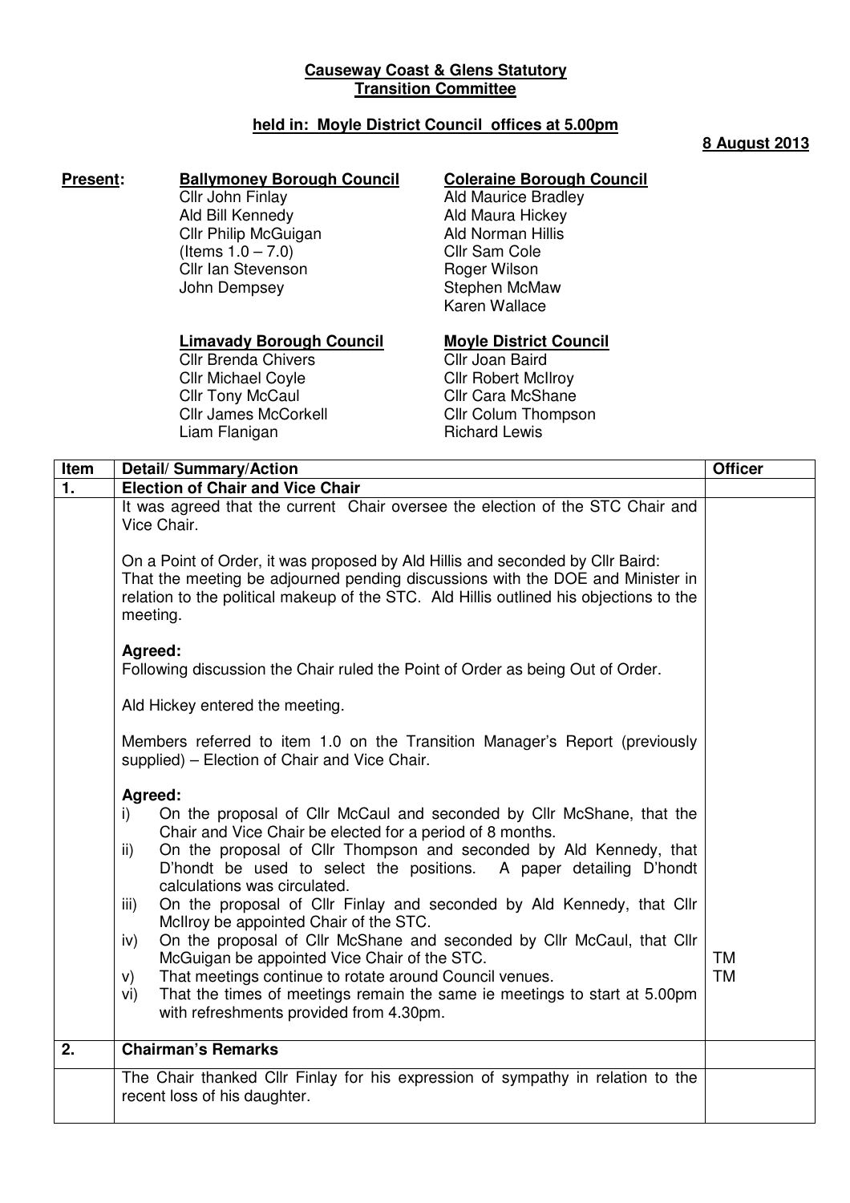**Causeway Coast & Glens Statutory Transition Committee**

**held in: Moyle District Council offices at 5.00pm**

**8 August 2013**

**Present:**

**Ballymoney Borough Council**
Cllr John Finlay
Ald Bill Kennedy
Cllr Philip McGuigan (Items 1.0 – 7.0)
Cllr Ian Stevenson
John Dempsey

**Coleraine Borough Council**
Ald Maurice Bradley
Ald Maura Hickey
Ald Norman Hillis
Cllr Sam Cole
Roger Wilson
Stephen McMaw
Karen Wallace

**Limavady Borough Council**
Cllr Brenda Chivers
Cllr Michael Coyle
Cllr Tony McCaul
Cllr James McCorkell
Liam Flanigan

**Moyle District Council**
Cllr Joan Baird
Cllr Robert McIlroy
Cllr Cara McShane
Cllr Colum Thompson
Richard Lewis

| Item | Detail/ Summary/Action | Officer |
|---|---|---|
| **1.** | **Election of Chair and Vice Chair** | |
| | It was agreed that the current Chair oversee the election of the STC Chair and Vice Chair.<br><br>On a Point of Order, it was proposed by Ald Hillis and seconded by Cllr Baird: That the meeting be adjourned pending discussions with the DOE and Minister in relation to the political makeup of the STC. Ald Hillis outlined his objections to the meeting.<br><br>**Agreed:**<br>Following discussion the Chair ruled the Point of Order as being Out of Order.<br><br>Ald Hickey entered the meeting.<br><br>Members referred to item 1.0 on the Transition Manager's Report (previously supplied) – Election of Chair and Vice Chair.<br><br>**Agreed:**<br>i) On the proposal of Cllr McCaul and seconded by Cllr McShane, that the Chair and Vice Chair be elected for a period of 8 months.<br>ii) On the proposal of Cllr Thompson and seconded by Ald Kennedy, that D'hondt be used to select the positions. A paper detailing D'hondt calculations was circulated.<br>iii) On the proposal of Cllr Finlay and seconded by Ald Kennedy, that Cllr McIlroy be appointed Chair of the STC.<br>iv) On the proposal of Cllr McShane and seconded by Cllr McCaul, that Cllr McGuigan be appointed Vice Chair of the STC.<br>v) That meetings continue to rotate around Council venues.<br>vi) That the times of meetings remain the same ie meetings to start at 5.00pm with refreshments provided from 4.30pm. | <br><br><br><br><br><br><br><br><br><br><br><br><br><br><br><br><br><br><br>TM<br>TM |
| **2.** | **Chairman's Remarks** | |
| | The Chair thanked Cllr Finlay for his expression of sympathy in relation to the recent loss of his daughter. | |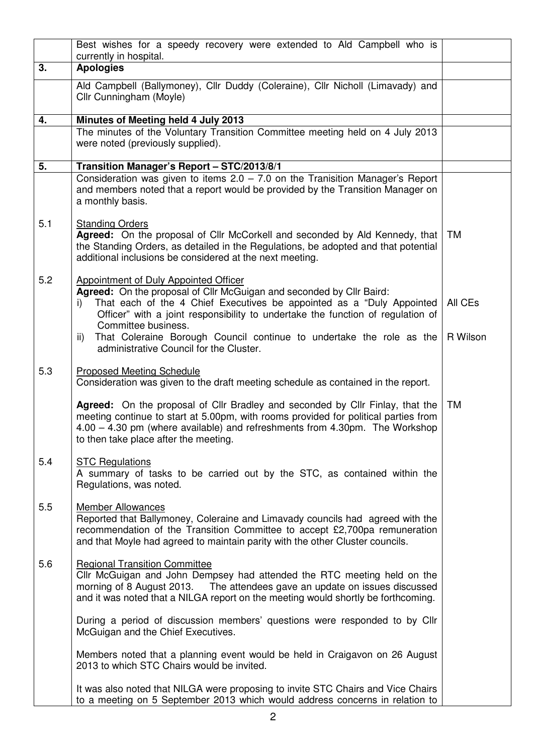|  | Best wishes for a speedy recovery were extended to Ald Campbell who is currently in hospital. |  |
|---|---|---|
| **3.** | **Apologies** |  |
|  | Ald Campbell (Ballymoney), Cllr Duddy (Coleraine), Cllr Nicholl (Limavady) and Cllr Cunningham (Moyle) |  |
| **4.** | **Minutes of Meeting held 4 July 2013** |  |
|  | The minutes of the Voluntary Transition Committee meeting held on 4 July 2013 were noted (previously supplied). |  |
| **5.** | **Transition Manager's Report – STC/2013/8/1** |  |
|  | Consideration was given to items 2.0 – 7.0 on the Tranisition Manager's Report and members noted that a report would be provided by the Transition Manager on a monthly basis. |  |
| 5.1 | Standing Orders<br>**Agreed:** On the proposal of Cllr McCorkell and seconded by Ald Kennedy, that the Standing Orders, as detailed in the Regulations, be adopted and that potential additional inclusions be considered at the next meeting. | TM |
| 5.2 | Appointment of Duly Appointed Officer<br>**Agreed:** On the proposal of Cllr McGuigan and seconded by Cllr Baird:<br>i) That each of the 4 Chief Executives be appointed as a "Duly Appointed Officer" with a joint responsibility to undertake the function of regulation of Committee business.<br>ii) That Coleraine Borough Council continue to undertake the role as the administrative Council for the Cluster. | All CEs<br><br>R Wilson |
| 5.3 | Proposed Meeting Schedule<br>Consideration was given to the draft meeting schedule as contained in the report.<br><br>**Agreed:** On the proposal of Cllr Bradley and seconded by Cllr Finlay, that the meeting continue to start at 5.00pm, with rooms provided for political parties from 4.00 – 4.30 pm (where available) and refreshments from 4.30pm. The Workshop to then take place after the meeting. | TM |
| 5.4 | STC Regulations<br>A summary of tasks to be carried out by the STC, as contained within the Regulations, was noted. |  |
| 5.5 | Member Allowances<br>Reported that Ballymoney, Coleraine and Limavady councils had agreed with the recommendation of the Transition Committee to accept £2,700pa remuneration and that Moyle had agreed to maintain parity with the other Cluster councils. |  |
| 5.6 | Regional Transition Committee<br>Cllr McGuigan and John Dempsey had attended the RTC meeting held on the morning of 8 August 2013. The attendees gave an update on issues discussed and it was noted that a NILGA report on the meeting would shortly be forthcoming.<br><br>During a period of discussion members' questions were responded to by Cllr McGuigan and the Chief Executives.<br><br>Members noted that a planning event would be held in Craigavon on 26 August 2013 to which STC Chairs would be invited.<br><br>It was also noted that NILGA were proposing to invite STC Chairs and Vice Chairs to a meeting on 5 September 2013 which would address concerns in relation to |  |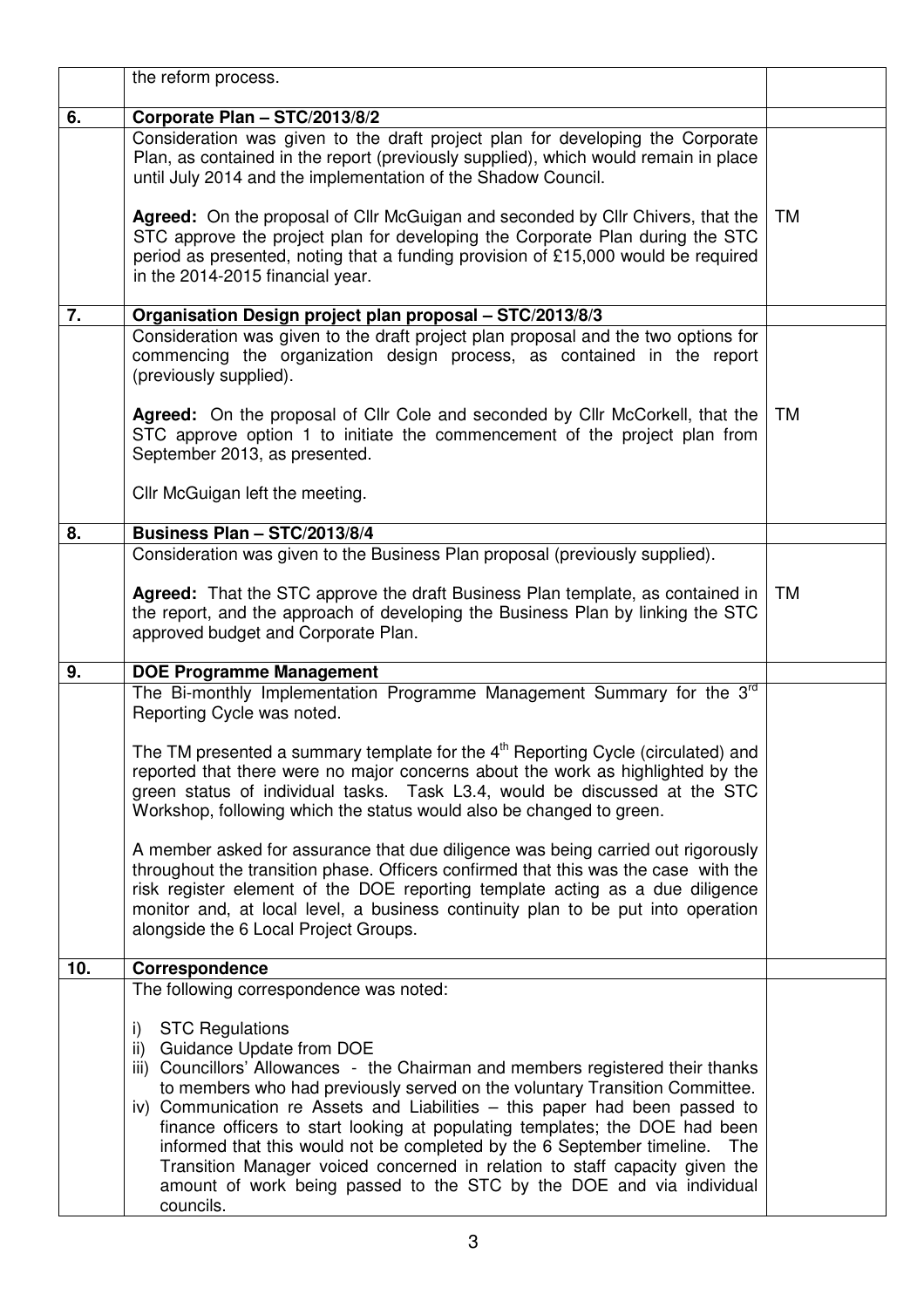| | | |
|---|---|---|
| | the reform process. | |
| **6.** | **Corporate Plan – STC/2013/8/2** | |
| | Consideration was given to the draft project plan for developing the Corporate Plan, as contained in the report (previously supplied), which would remain in place until July 2014 and the implementation of the Shadow Council.<br><br>**Agreed:** On the proposal of Cllr McGuigan and seconded by Cllr Chivers, that the STC approve the project plan for developing the Corporate Plan during the STC period as presented, noting that a funding provision of £15,000 would be required in the 2014-2015 financial year. | TM |
| **7.** | **Organisation Design project plan proposal – STC/2013/8/3** | |
| | Consideration was given to the draft project plan proposal and the two options for commencing the organization design process, as contained in the report (previously supplied).<br><br>**Agreed:** On the proposal of Cllr Cole and seconded by Cllr McCorkell, that the STC approve option 1 to initiate the commencement of the project plan from September 2013, as presented.<br><br>Cllr McGuigan left the meeting. | TM |
| **8.** | **Business Plan – STC/2013/8/4** | |
| | Consideration was given to the Business Plan proposal (previously supplied).<br><br>**Agreed:** That the STC approve the draft Business Plan template, as contained in the report, and the approach of developing the Business Plan by linking the STC approved budget and Corporate Plan. | TM |
| **9.** | **DOE Programme Management** | |
| | The Bi-monthly Implementation Programme Management Summary for the 3rd Reporting Cycle was noted.<br><br>The TM presented a summary template for the 4th Reporting Cycle (circulated) and reported that there were no major concerns about the work as highlighted by the green status of individual tasks. Task L3.4, would be discussed at the STC Workshop, following which the status would also be changed to green.<br><br>A member asked for assurance that due diligence was being carried out rigorously throughout the transition phase. Officers confirmed that this was the case with the risk register element of the DOE reporting template acting as a due diligence monitor and, at local level, a business continuity plan to be put into operation alongside the 6 Local Project Groups. | |
| **10.** | **Correspondence** | |
| | The following correspondence was noted:<br><br>i) STC Regulations<br>ii) Guidance Update from DOE<br>iii) Councillors' Allowances - the Chairman and members registered their thanks to members who had previously served on the voluntary Transition Committee.<br>iv) Communication re Assets and Liabilities – this paper had been passed to finance officers to start looking at populating templates; the DOE had been informed that this would not be completed by the 6 September timeline. The Transition Manager voiced concerned in relation to staff capacity given the amount of work being passed to the STC by the DOE and via individual councils. | |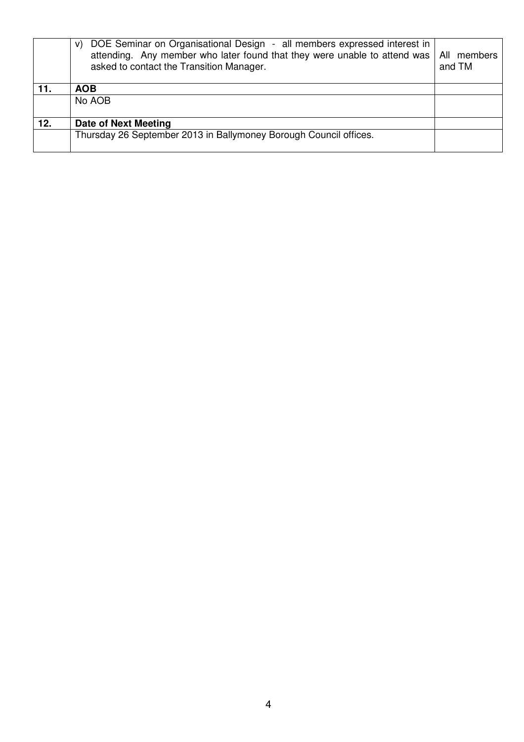| | | |
|---|---|---|
| | v) DOE Seminar on Organisational Design - all members expressed interest in attending. Any member who later found that they were unable to attend was asked to contact the Transition Manager. | All members and TM |
| **11.** | **AOB** | |
| | No AOB | |
| **12.** | **Date of Next Meeting** | |
| | Thursday 26 September 2013 in Ballymoney Borough Council offices. | |